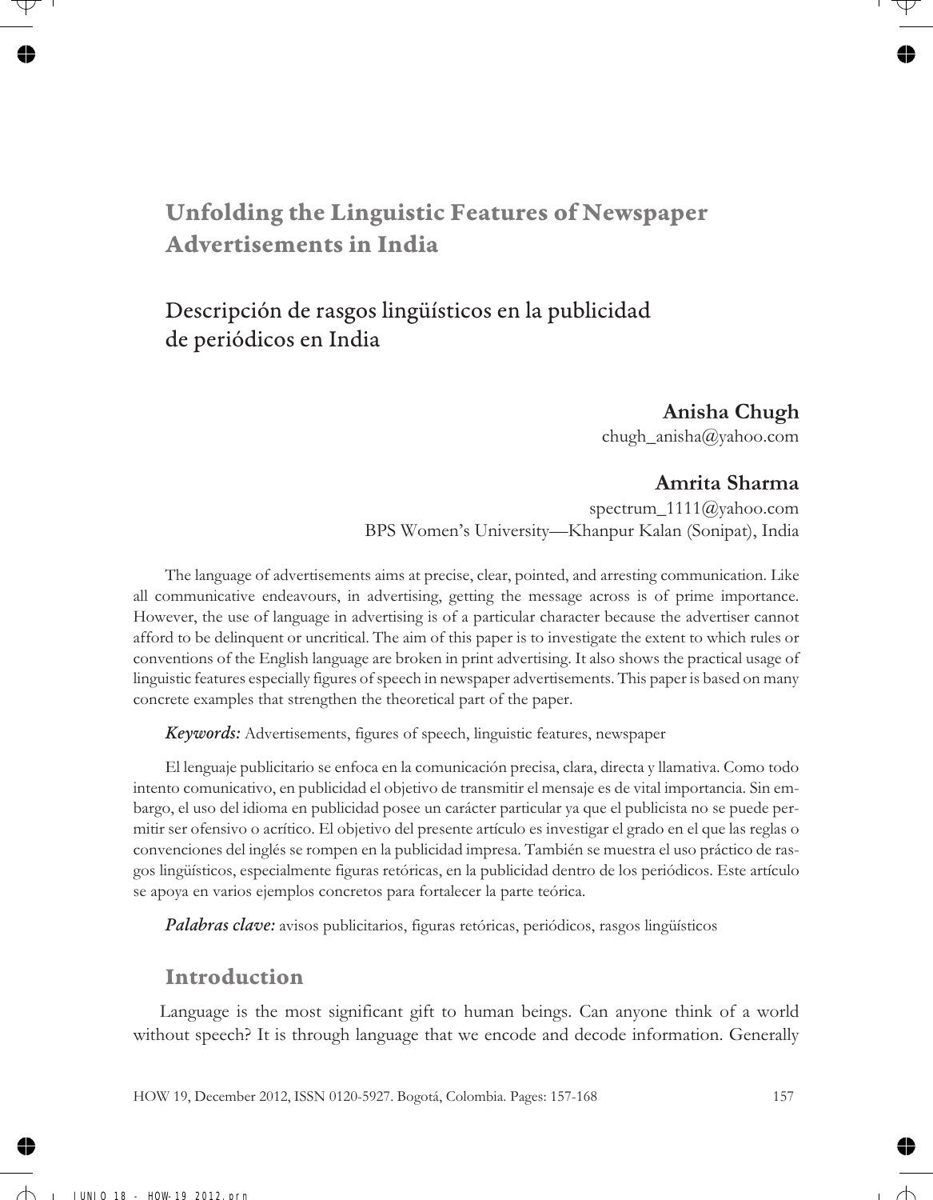# Unfolding the Linguistic Features of Newspaper Advertisements in India

## Descripción de rasgos lingüísticos en la publicidad de periódicos en India

**Anisha Chugh**
chugh_anisha@yahoo.com

**Amrita Sharma**
spectrum_1111@yahoo.com
BPS Women's University—Khanpur Kalan (Sonipat), India

The language of advertisements aims at precise, clear, pointed, and arresting communication. Like all communicative endeavours, in advertising, getting the message across is of prime importance. However, the use of language in advertising is of a particular character because the advertiser cannot afford to be delinquent or uncritical. The aim of this paper is to investigate the extent to which rules or conventions of the English language are broken in print advertising. It also shows the practical usage of linguistic features especially figures of speech in newspaper advertisements. This paper is based on many concrete examples that strengthen the theoretical part of the paper.

***Keywords:*** Advertisements, figures of speech, linguistic features, newspaper

El lenguaje publicitario se enfoca en la comunicación precisa, clara, directa y llamativa. Como todo intento comunicativo, en publicidad el objetivo de transmitir el mensaje es de vital importancia. Sin embargo, el uso del idioma en publicidad posee un carácter particular ya que el publicista no se puede permitir ser ofensivo o acrítico. El objetivo del presente artículo es investigar el grado en el que las reglas o convenciones del inglés se rompen en la publicidad impresa. También se muestra el uso práctico de rasgos lingüísticos, especialmente figuras retóricas, en la publicidad dentro de los periódicos. Este artículo se apoya en varios ejemplos concretos para fortalecer la parte teórica.

***Palabras clave:*** avisos publicitarios, figuras retóricas, periódicos, rasgos lingüísticos

## Introduction

Language is the most significant gift to human beings. Can anyone think of a world without speech? It is through language that we encode and decode information. Generally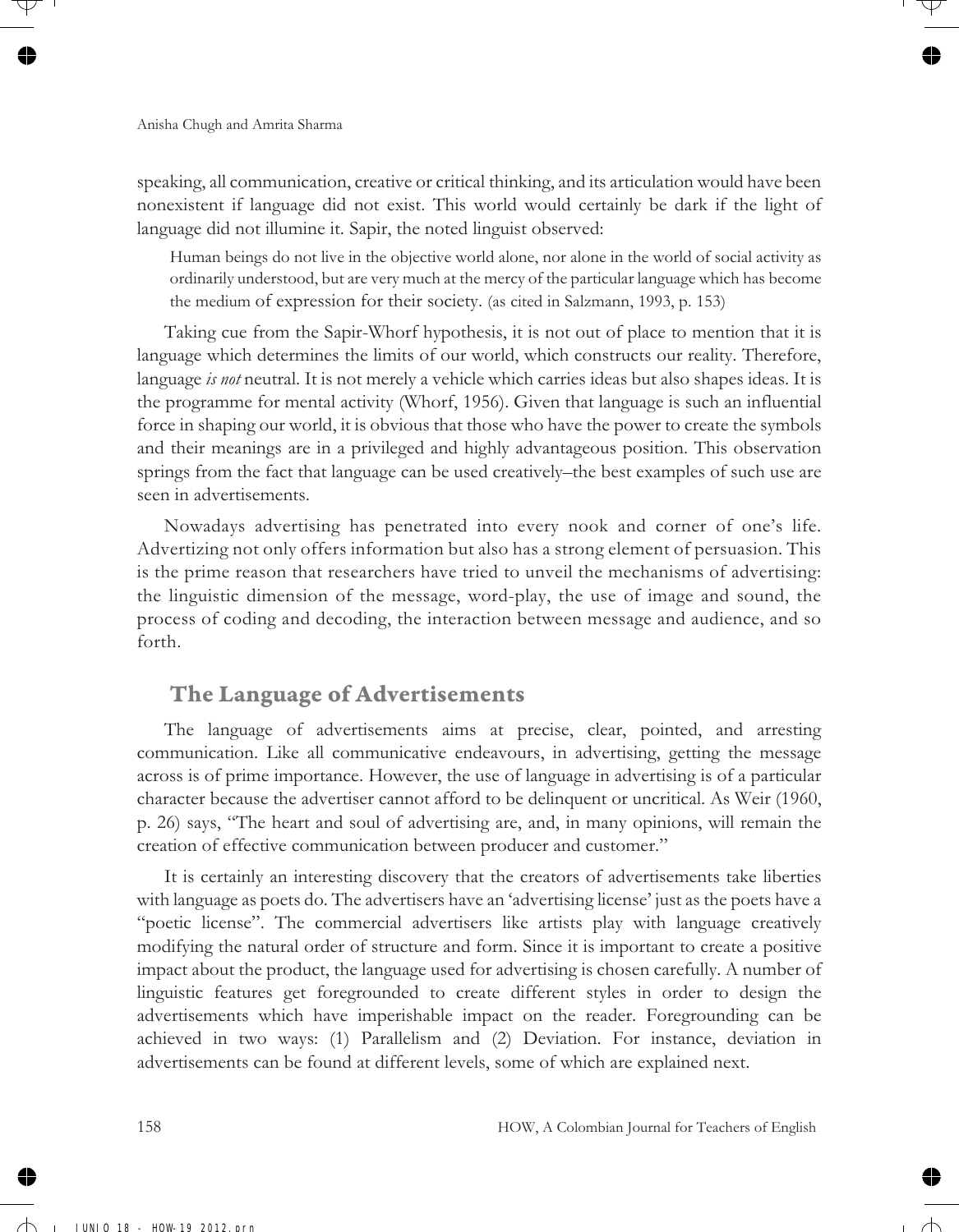speaking, all communication, creative or critical thinking, and its articulation would have been nonexistent if language did not exist. This world would certainly be dark if the light of language did not illumine it. Sapir, the noted linguist observed:

> Human beings do not live in the objective world alone, nor alone in the world of social activity as ordinarily understood, but are very much at the mercy of the particular language which has become the medium of expression for their society. (as cited in Salzmann, 1993, p. 153)

Taking cue from the Sapir-Whorf hypothesis, it is not out of place to mention that it is language which determines the limits of our world, which constructs our reality. Therefore, language *is not* neutral. It is not merely a vehicle which carries ideas but also shapes ideas. It is the programme for mental activity (Whorf, 1956). Given that language is such an influential force in shaping our world, it is obvious that those who have the power to create the symbols and their meanings are in a privileged and highly advantageous position. This observation springs from the fact that language can be used creatively–the best examples of such use are seen in advertisements.

Nowadays advertising has penetrated into every nook and corner of one's life. Advertizing not only offers information but also has a strong element of persuasion. This is the prime reason that researchers have tried to unveil the mechanisms of advertising: the linguistic dimension of the message, word-play, the use of image and sound, the process of coding and decoding, the interaction between message and audience, and so forth.

## The Language of Advertisements

The language of advertisements aims at precise, clear, pointed, and arresting communication. Like all communicative endeavours, in advertising, getting the message across is of prime importance. However, the use of language in advertising is of a particular character because the advertiser cannot afford to be delinquent or uncritical. As Weir (1960, p. 26) says, "The heart and soul of advertising are, and, in many opinions, will remain the creation of effective communication between producer and customer."

It is certainly an interesting discovery that the creators of advertisements take liberties with language as poets do. The advertisers have an 'advertising license' just as the poets have a "poetic license". The commercial advertisers like artists play with language creatively modifying the natural order of structure and form. Since it is important to create a positive impact about the product, the language used for advertising is chosen carefully. A number of linguistic features get foregrounded to create different styles in order to design the advertisements which have imperishable impact on the reader. Foregrounding can be achieved in two ways: (1) Parallelism and (2) Deviation. For instance, deviation in advertisements can be found at different levels, some of which are explained next.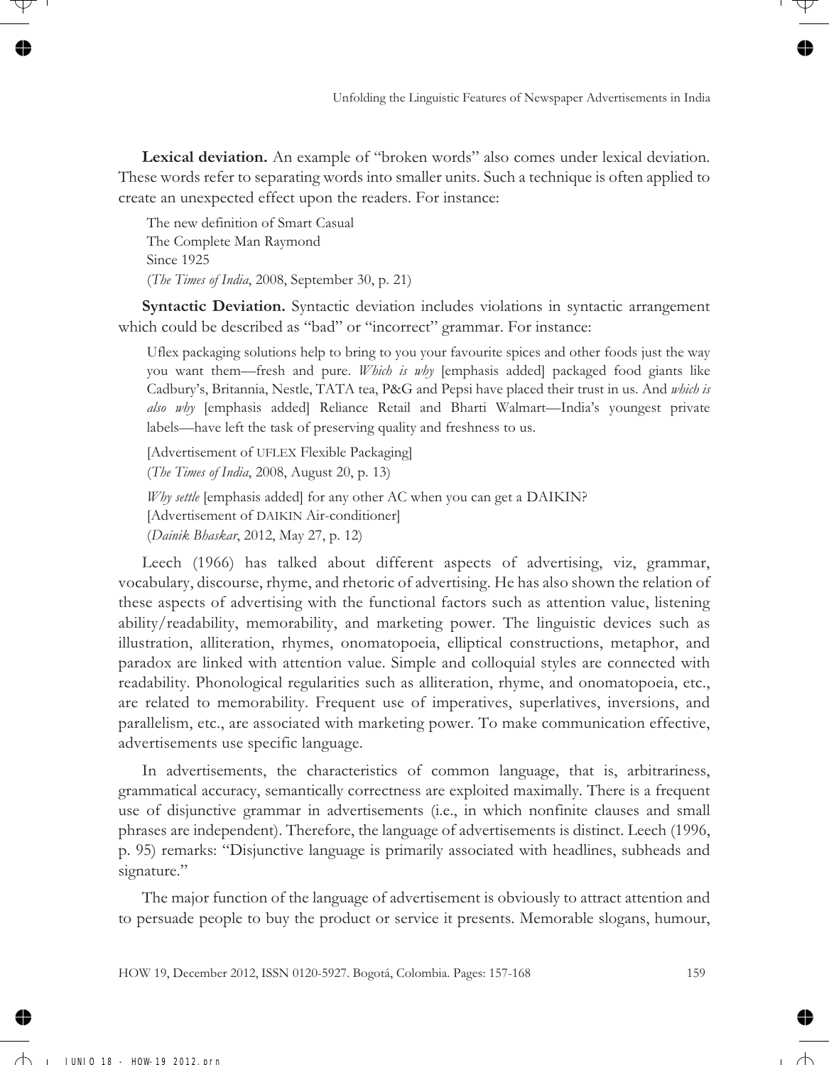**Lexical deviation.** An example of "broken words" also comes under lexical deviation. These words refer to separating words into smaller units. Such a technique is often applied to create an unexpected effect upon the readers. For instance:

> The new definition of Smart Casual
> The Complete Man Raymond
> Since 1925
> (*The Times of India*, 2008, September 30, p. 21)

**Syntactic Deviation.** Syntactic deviation includes violations in syntactic arrangement which could be described as "bad" or "incorrect" grammar. For instance:

> Uflex packaging solutions help to bring to you your favourite spices and other foods just the way you want them—fresh and pure. *Which is why* [emphasis added] packaged food giants like Cadbury's, Britannia, Nestle, TATA tea, P&G and Pepsi have placed their trust in us. And *which is also why* [emphasis added] Reliance Retail and Bharti Walmart—India's youngest private labels—have left the task of preserving quality and freshness to us.
>
> [Advertisement of UFLEX Flexible Packaging]
> (*The Times of India*, 2008, August 20, p. 13)
>
> *Why settle* [emphasis added] for any other AC when you can get a DAIKIN?
> [Advertisement of DAIKIN Air-conditioner]
> (*Dainik Bhaskar*, 2012, May 27, p. 12)

Leech (1966) has talked about different aspects of advertising, viz, grammar, vocabulary, discourse, rhyme, and rhetoric of advertising. He has also shown the relation of these aspects of advertising with the functional factors such as attention value, listening ability/readability, memorability, and marketing power. The linguistic devices such as illustration, alliteration, rhymes, onomatopoeia, elliptical constructions, metaphor, and paradox are linked with attention value. Simple and colloquial styles are connected with readability. Phonological regularities such as alliteration, rhyme, and onomatopoeia, etc., are related to memorability. Frequent use of imperatives, superlatives, inversions, and parallelism, etc., are associated with marketing power. To make communication effective, advertisements use specific language.

In advertisements, the characteristics of common language, that is, arbitrariness, grammatical accuracy, semantically correctness are exploited maximally. There is a frequent use of disjunctive grammar in advertisements (i.e., in which nonfinite clauses and small phrases are independent). Therefore, the language of advertisements is distinct. Leech (1996, p. 95) remarks: "Disjunctive language is primarily associated with headlines, subheads and signature."

The major function of the language of advertisement is obviously to attract attention and to persuade people to buy the product or service it presents. Memorable slogans, humour,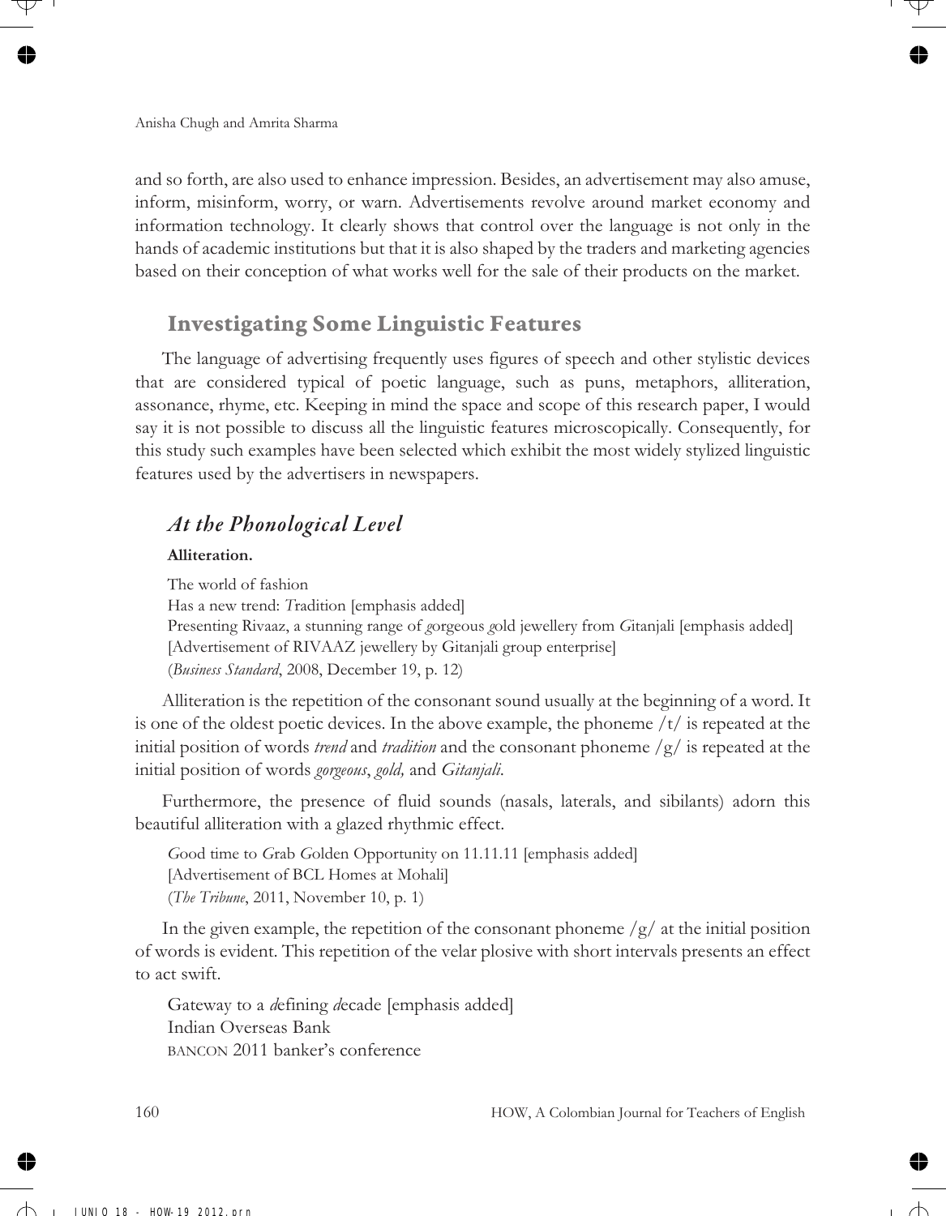and so forth, are also used to enhance impression. Besides, an advertisement may also amuse, inform, misinform, worry, or warn. Advertisements revolve around market economy and information technology. It clearly shows that control over the language is not only in the hands of academic institutions but that it is also shaped by the traders and marketing agencies based on their conception of what works well for the sale of their products on the market.

## Investigating Some Linguistic Features

The language of advertising frequently uses figures of speech and other stylistic devices that are considered typical of poetic language, such as puns, metaphors, alliteration, assonance, rhyme, etc. Keeping in mind the space and scope of this research paper, I would say it is not possible to discuss all the linguistic features microscopically. Consequently, for this study such examples have been selected which exhibit the most widely stylized linguistic features used by the advertisers in newspapers.

### *At the Phonological Level*

**Alliteration.**

The world of fashion
Has a new trend: *T*radition [emphasis added]
Presenting Rivaaz, a stunning range of *g*orgeous *g*old jewellery from *G*itanjali [emphasis added]
[Advertisement of RIVAAZ jewellery by Gitanjali group enterprise]
(*Business Standard*, 2008, December 19, p. 12)

Alliteration is the repetition of the consonant sound usually at the beginning of a word. It is one of the oldest poetic devices. In the above example, the phoneme /t/ is repeated at the initial position of words *trend* and *tradition* and the consonant phoneme /g/ is repeated at the initial position of words *gorgeous*, *gold,* and *Gitanjali*.

Furthermore, the presence of fluid sounds (nasals, laterals, and sibilants) adorn this beautiful alliteration with a glazed rhythmic effect.

*G*ood time to *G*rab *G*olden Opportunity on 11.11.11 [emphasis added]
[Advertisement of BCL Homes at Mohali]
(*The Tribune*, 2011, November 10, p. 1)

In the given example, the repetition of the consonant phoneme /g/ at the initial position of words is evident. This repetition of the velar plosive with short intervals presents an effect to act swift.

Gateway to a *d*efining *d*ecade [emphasis added]
Indian Overseas Bank
BANCON 2011 banker's conference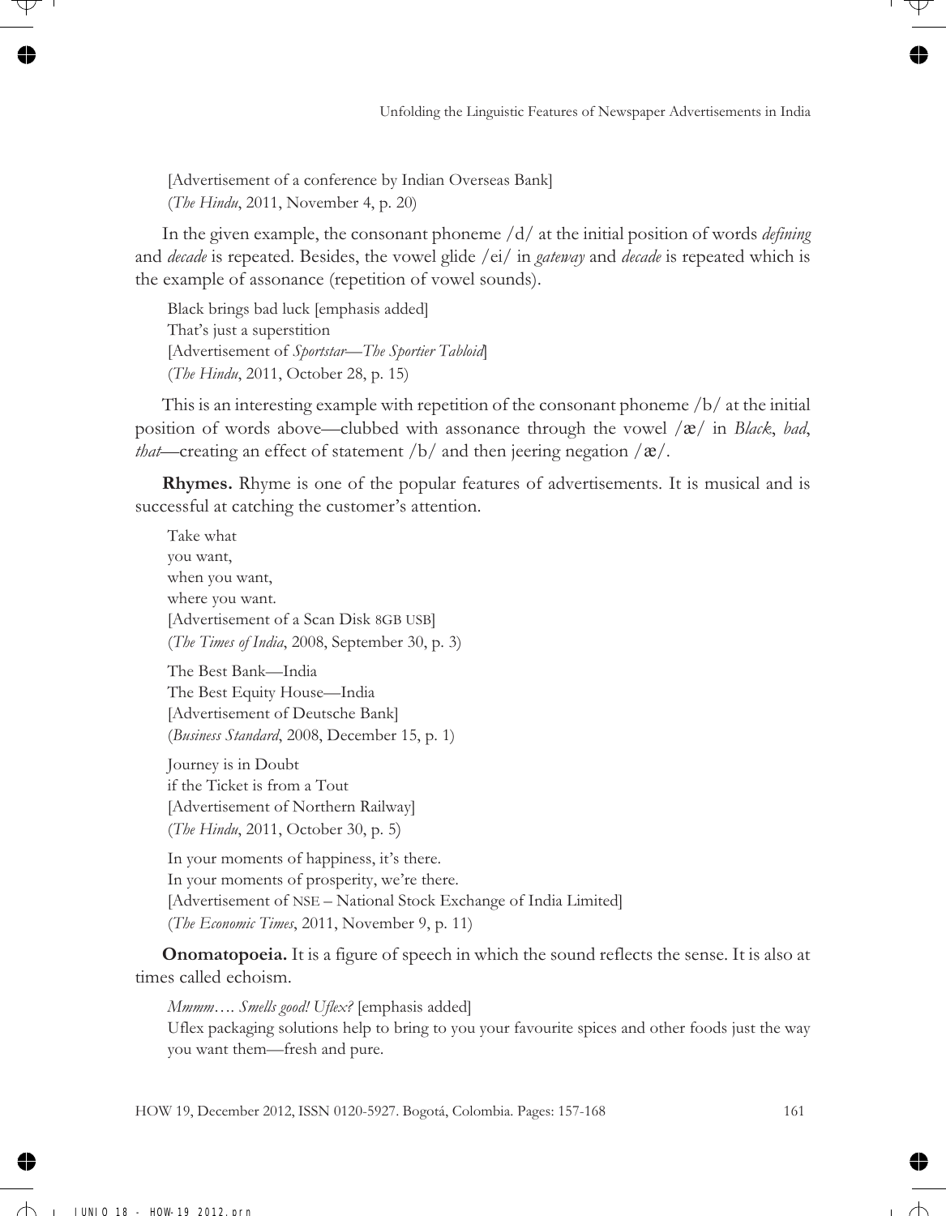[Advertisement of a conference by Indian Overseas Bank]
(*The Hindu*, 2011, November 4, p. 20)

In the given example, the consonant phoneme /d/ at the initial position of words *defining* and *decade* is repeated. Besides, the vowel glide /ei/ in *gateway* and *decade* is repeated which is the example of assonance (repetition of vowel sounds).

Black brings bad luck [emphasis added]
That's just a superstition
[Advertisement of *Sportstar—The Sportier Tabloid*]
(*The Hindu*, 2011, October 28, p. 15)

This is an interesting example with repetition of the consonant phoneme /b/ at the initial position of words above—clubbed with assonance through the vowel /æ/ in *Black*, *bad*, *that*—creating an effect of statement /b/ and then jeering negation /æ/.

**Rhymes.** Rhyme is one of the popular features of advertisements. It is musical and is successful at catching the customer's attention.

Take what
you want,
when you want,
where you want.
[Advertisement of a Scan Disk 8GB USB]
(*The Times of India*, 2008, September 30, p. 3)

The Best Bank—India
The Best Equity House—India
[Advertisement of Deutsche Bank]
(*Business Standard*, 2008, December 15, p. 1)

Journey is in Doubt
if the Ticket is from a Tout
[Advertisement of Northern Railway]
(*The Hindu*, 2011, October 30, p. 5)

In your moments of happiness, it's there.
In your moments of prosperity, we're there.
[Advertisement of NSE – National Stock Exchange of India Limited]
(*The Economic Times*, 2011, November 9, p. 11)

**Onomatopoeia.** It is a figure of speech in which the sound reflects the sense. It is also at times called echoism.

*Mmmm…. Smells good! Uflex?* [emphasis added]
Uflex packaging solutions help to bring to you your favourite spices and other foods just the way you want them—fresh and pure.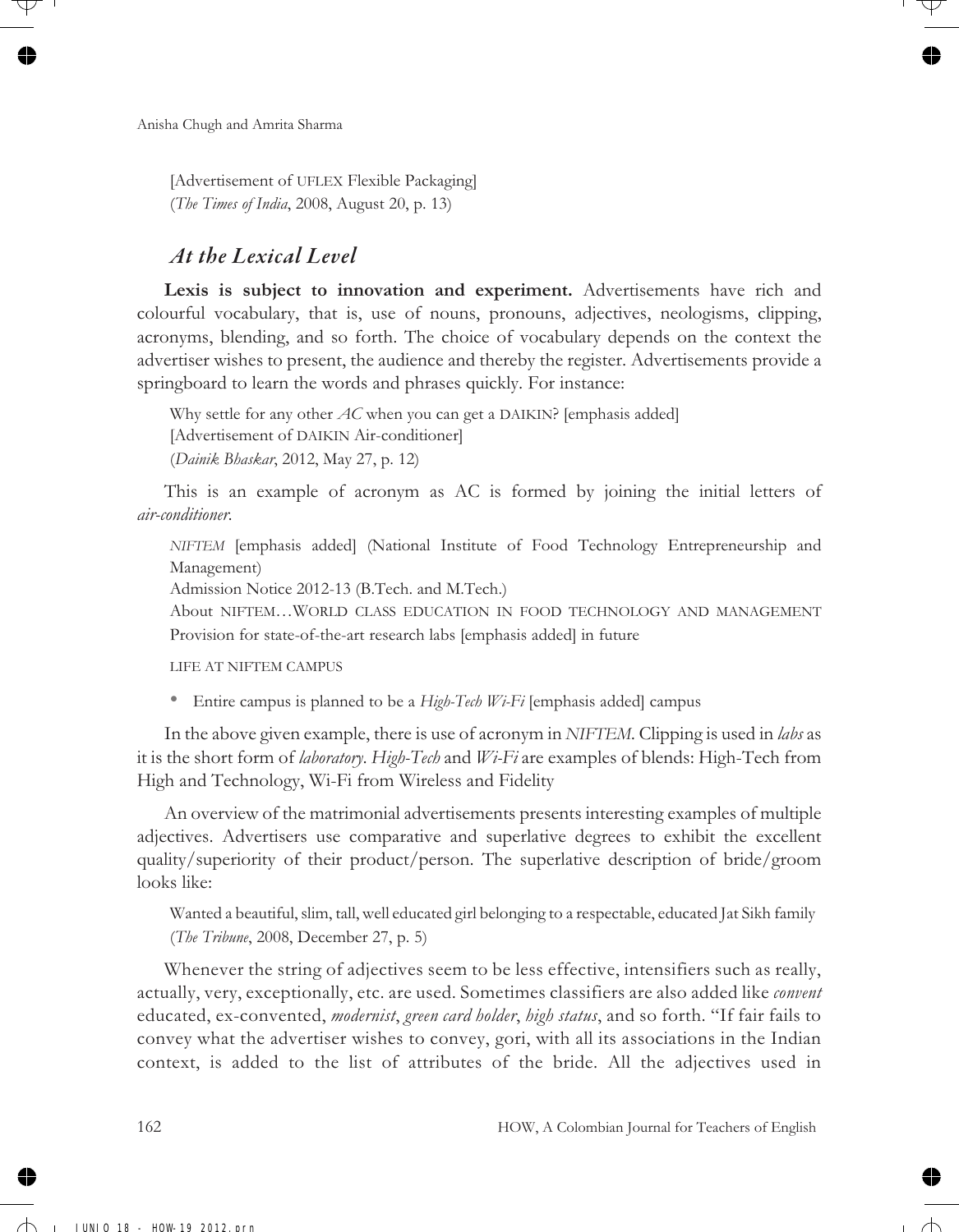[Advertisement of UFLEX Flexible Packaging]
(*The Times of India*, 2008, August 20, p. 13)

## *At the Lexical Level*

**Lexis is subject to innovation and experiment.** Advertisements have rich and colourful vocabulary, that is, use of nouns, pronouns, adjectives, neologisms, clipping, acronyms, blending, and so forth. The choice of vocabulary depends on the context the advertiser wishes to present, the audience and thereby the register. Advertisements provide a springboard to learn the words and phrases quickly. For instance:

> Why settle for any other *AC* when you can get a DAIKIN? [emphasis added]
> [Advertisement of DAIKIN Air-conditioner]
> (*Dainik Bhaskar*, 2012, May 27, p. 12)

This is an example of acronym as AC is formed by joining the initial letters of *air-conditioner*.

> *NIFTEM* [emphasis added] (National Institute of Food Technology Entrepreneurship and Management)
> Admission Notice 2012-13 (B.Tech. and M.Tech.)
> About NIFTEM…WORLD CLASS EDUCATION IN FOOD TECHNOLOGY AND MANAGEMENT
> Provision for state-of-the-art research labs [emphasis added] in future
>
> LIFE AT NIFTEM CAMPUS
>
> - Entire campus is planned to be a *High-Tech Wi-Fi* [emphasis added] campus

In the above given example, there is use of acronym in *NIFTEM*. Clipping is used in *labs* as it is the short form of *laboratory*. *High-Tech* and *Wi-Fi* are examples of blends: High-Tech from High and Technology, Wi-Fi from Wireless and Fidelity

An overview of the matrimonial advertisements presents interesting examples of multiple adjectives. Advertisers use comparative and superlative degrees to exhibit the excellent quality/superiority of their product/person. The superlative description of bride/groom looks like:

> Wanted a beautiful, slim, tall, well educated girl belonging to a respectable, educated Jat Sikh family
> (*The Tribune*, 2008, December 27, p. 5)

Whenever the string of adjectives seem to be less effective, intensifiers such as really, actually, very, exceptionally, etc. are used. Sometimes classifiers are also added like *convent* educated, ex-convented, *modernist*, *green card holder*, *high status*, and so forth. "If fair fails to convey what the advertiser wishes to convey, gori, with all its associations in the Indian context, is added to the list of attributes of the bride. All the adjectives used in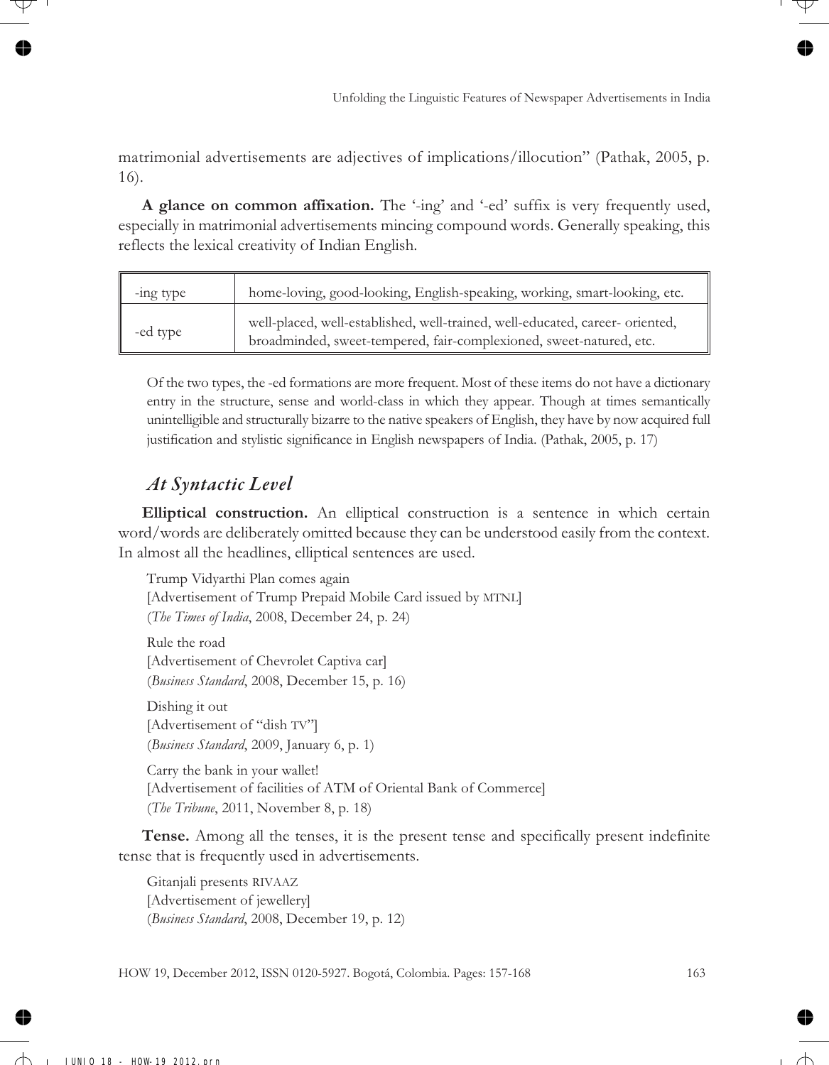matrimonial advertisements are adjectives of implications/illocution" (Pathak, 2005, p. 16).

**A glance on common affixation.** The '-ing' and '-ed' suffix is very frequently used, especially in matrimonial advertisements mincing compound words. Generally speaking, this reflects the lexical creativity of Indian English.

| -ing type | home-loving, good-looking, English-speaking, working, smart-looking, etc. |
|---|---|
| -ed type | well-placed, well-established, well-trained, well-educated, career- oriented, broadminded, sweet-tempered, fair-complexioned, sweet-natured, etc. |

> Of the two types, the -ed formations are more frequent. Most of these items do not have a dictionary entry in the structure, sense and world-class in which they appear. Though at times semantically unintelligible and structurally bizarre to the native speakers of English, they have by now acquired full justification and stylistic significance in English newspapers of India. (Pathak, 2005, p. 17)

## *At Syntactic Level*

**Elliptical construction.** An elliptical construction is a sentence in which certain word/words are deliberately omitted because they can be understood easily from the context. In almost all the headlines, elliptical sentences are used.

Trump Vidyarthi Plan comes again
[Advertisement of Trump Prepaid Mobile Card issued by MTNL]
(*The Times of India*, 2008, December 24, p. 24)

Rule the road
[Advertisement of Chevrolet Captiva car]
(*Business Standard*, 2008, December 15, p. 16)

Dishing it out
[Advertisement of "dish TV"]
(*Business Standard*, 2009, January 6, p. 1)

Carry the bank in your wallet!
[Advertisement of facilities of ATM of Oriental Bank of Commerce]
(*The Tribune*, 2011, November 8, p. 18)

**Tense.** Among all the tenses, it is the present tense and specifically present indefinite tense that is frequently used in advertisements.

Gitanjali presents RIVAAZ
[Advertisement of jewellery]
(*Business Standard*, 2008, December 19, p. 12)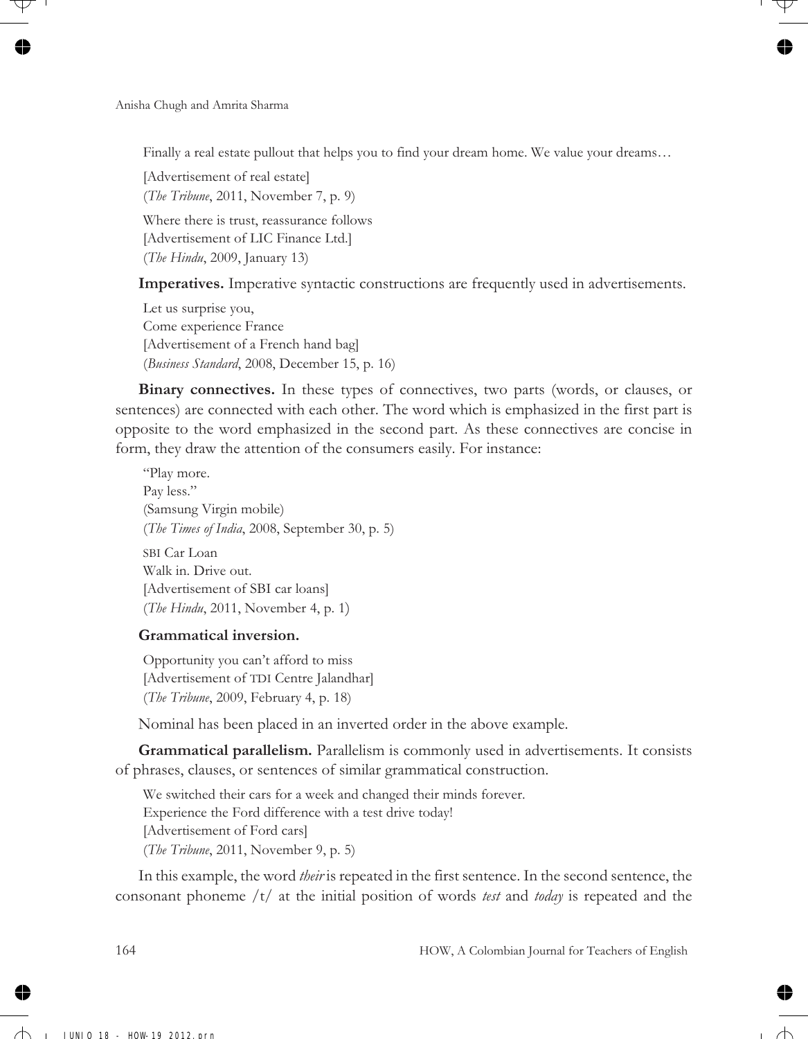Finally a real estate pullout that helps you to find your dream home. We value your dreams…

[Advertisement of real estate]
(*The Tribune*, 2011, November 7, p. 9)

Where there is trust, reassurance follows
[Advertisement of LIC Finance Ltd.]
(*The Hindu*, 2009, January 13)

**Imperatives.** Imperative syntactic constructions are frequently used in advertisements.

Let us surprise you,
Come experience France
[Advertisement of a French hand bag]
(*Business Standard*, 2008, December 15, p. 16)

**Binary connectives.** In these types of connectives, two parts (words, or clauses, or sentences) are connected with each other. The word which is emphasized in the first part is opposite to the word emphasized in the second part. As these connectives are concise in form, they draw the attention of the consumers easily. For instance:

"Play more.
Pay less."
(Samsung Virgin mobile)
(*The Times of India*, 2008, September 30, p. 5)

SBI Car Loan
Walk in. Drive out.
[Advertisement of SBI car loans]
(*The Hindu*, 2011, November 4, p. 1)

**Grammatical inversion.**

Opportunity you can't afford to miss
[Advertisement of TDI Centre Jalandhar]
(*The Tribune*, 2009, February 4, p. 18)

Nominal has been placed in an inverted order in the above example.

**Grammatical parallelism.** Parallelism is commonly used in advertisements. It consists of phrases, clauses, or sentences of similar grammatical construction.

We switched their cars for a week and changed their minds forever.
Experience the Ford difference with a test drive today!
[Advertisement of Ford cars]
(*The Tribune*, 2011, November 9, p. 5)

In this example, the word *their* is repeated in the first sentence. In the second sentence, the consonant phoneme /t/ at the initial position of words *test* and *today* is repeated and the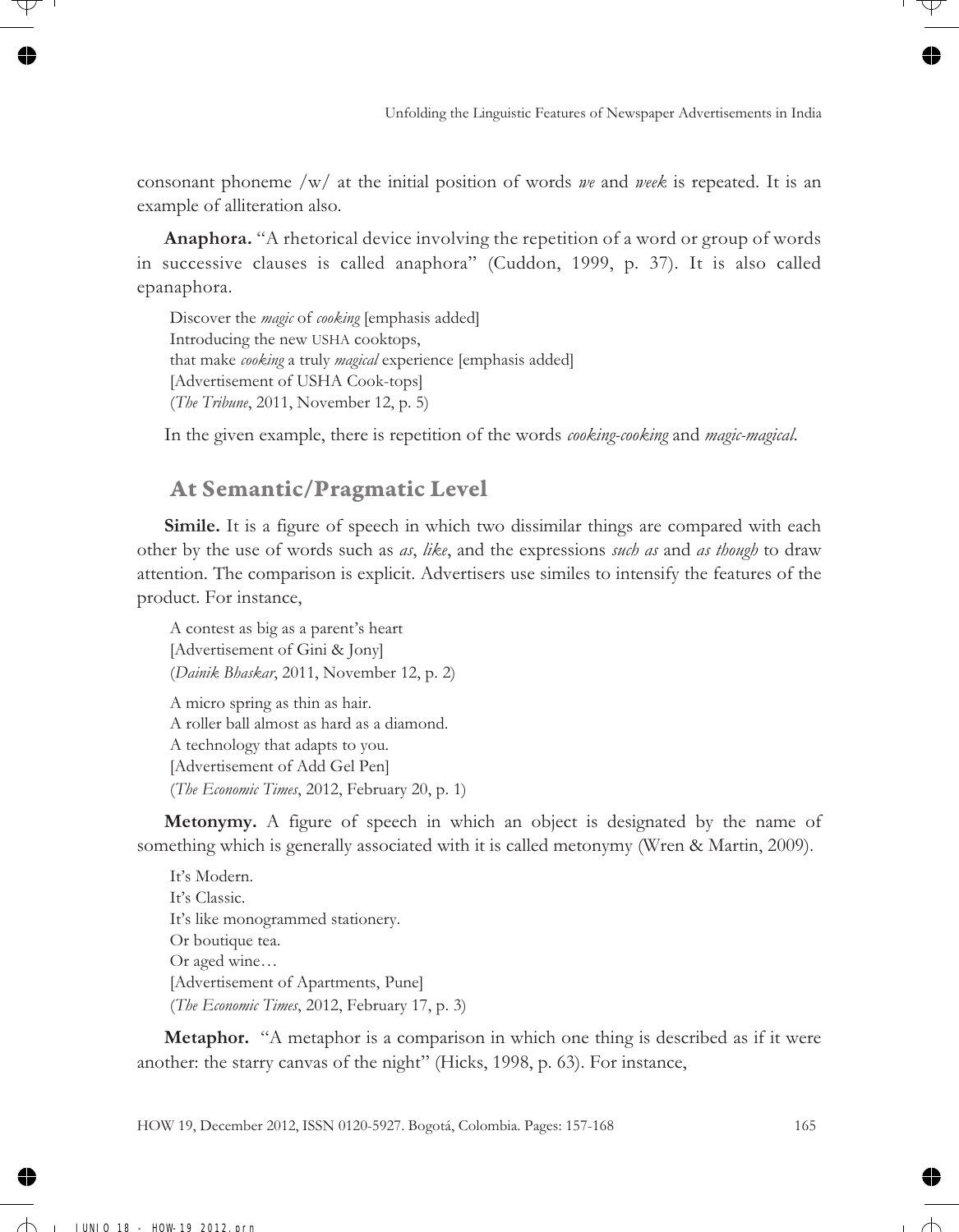consonant phoneme /w/ at the initial position of words *we* and *week* is repeated. It is an example of alliteration also.

**Anaphora.** "A rhetorical device involving the repetition of a word or group of words in successive clauses is called anaphora" (Cuddon, 1999, p. 37). It is also called epanaphora.

> Discover the *magic* of *cooking* [emphasis added]
> Introducing the new USHA cooktops,
> that make *cooking* a truly *magical* experience [emphasis added]
> [Advertisement of USHA Cook-tops]
> (*The Tribune*, 2011, November 12, p. 5)

In the given example, there is repetition of the words *cooking-cooking* and *magic-magical*.

## At Semantic/Pragmatic Level

**Simile.** It is a figure of speech in which two dissimilar things are compared with each other by the use of words such as *as*, *like*, and the expressions *such as* and *as though* to draw attention. The comparison is explicit. Advertisers use similes to intensify the features of the product. For instance,

> A contest as big as a parent's heart
> [Advertisement of Gini & Jony]
> (*Dainik Bhaskar*, 2011, November 12, p. 2)

> A micro spring as thin as hair.
> A roller ball almost as hard as a diamond.
> A technology that adapts to you.
> [Advertisement of Add Gel Pen]
> (*The Economic Times*, 2012, February 20, p. 1)

**Metonymy.** A figure of speech in which an object is designated by the name of something which is generally associated with it is called metonymy (Wren & Martin, 2009).

> It's Modern.
> It's Classic.
> It's like monogrammed stationery.
> Or boutique tea.
> Or aged wine…
> [Advertisement of Apartments, Pune]
> (*The Economic Times*, 2012, February 17, p. 3)

**Metaphor.** "A metaphor is a comparison in which one thing is described as if it were another: the starry canvas of the night" (Hicks, 1998, p. 63). For instance,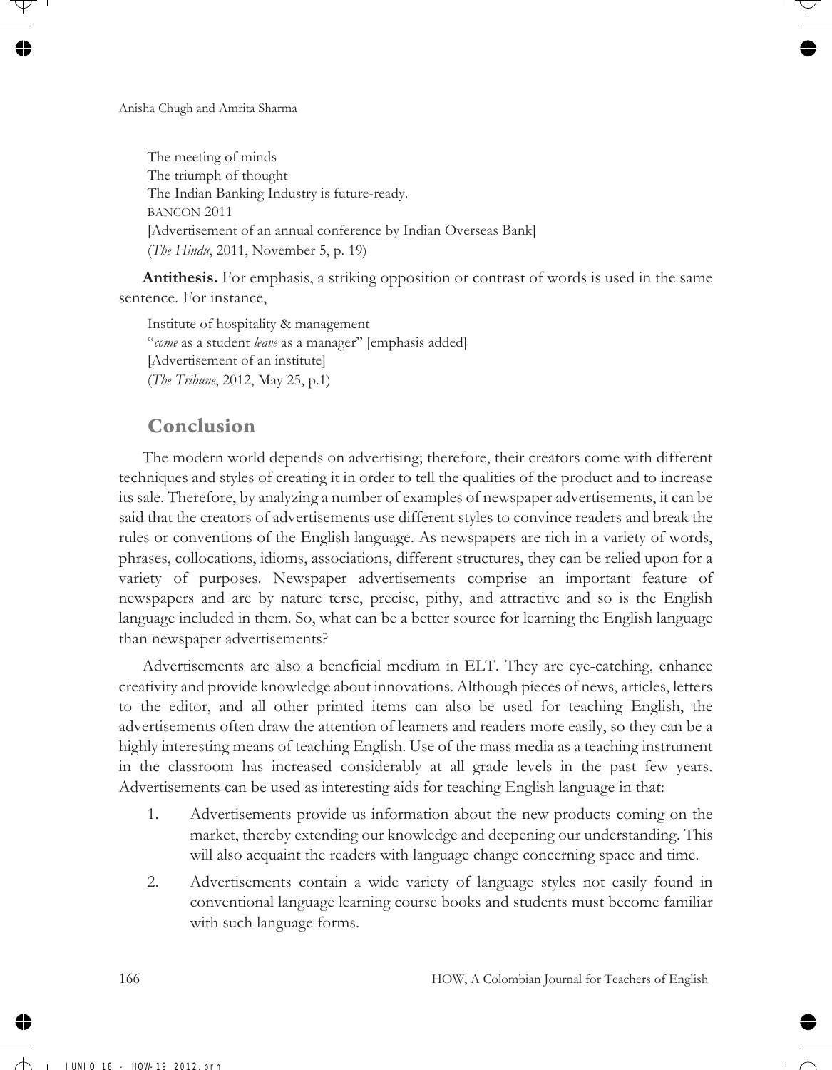The meeting of minds  
The triumph of thought  
The Indian Banking Industry is future-ready.  
BANCON 2011  
[Advertisement of an annual conference by Indian Overseas Bank]  
(*The Hindu*, 2011, November 5, p. 19)

**Antithesis.** For emphasis, a striking opposition or contrast of words is used in the same sentence. For instance,

Institute of hospitality & management  
"*come* as a student *leave* as a manager" [emphasis added]  
[Advertisement of an institute]  
(*The Tribune*, 2012, May 25, p.1)

## Conclusion

The modern world depends on advertising; therefore, their creators come with different techniques and styles of creating it in order to tell the qualities of the product and to increase its sale. Therefore, by analyzing a number of examples of newspaper advertisements, it can be said that the creators of advertisements use different styles to convince readers and break the rules or conventions of the English language. As newspapers are rich in a variety of words, phrases, collocations, idioms, associations, different structures, they can be relied upon for a variety of purposes. Newspaper advertisements comprise an important feature of newspapers and are by nature terse, precise, pithy, and attractive and so is the English language included in them. So, what can be a better source for learning the English language than newspaper advertisements?

Advertisements are also a beneficial medium in ELT. They are eye-catching, enhance creativity and provide knowledge about innovations. Although pieces of news, articles, letters to the editor, and all other printed items can also be used for teaching English, the advertisements often draw the attention of learners and readers more easily, so they can be a highly interesting means of teaching English. Use of the mass media as a teaching instrument in the classroom has increased considerably at all grade levels in the past few years. Advertisements can be used as interesting aids for teaching English language in that:

1. Advertisements provide us information about the new products coming on the market, thereby extending our knowledge and deepening our understanding. This will also acquaint the readers with language change concerning space and time.
2. Advertisements contain a wide variety of language styles not easily found in conventional language learning course books and students must become familiar with such language forms.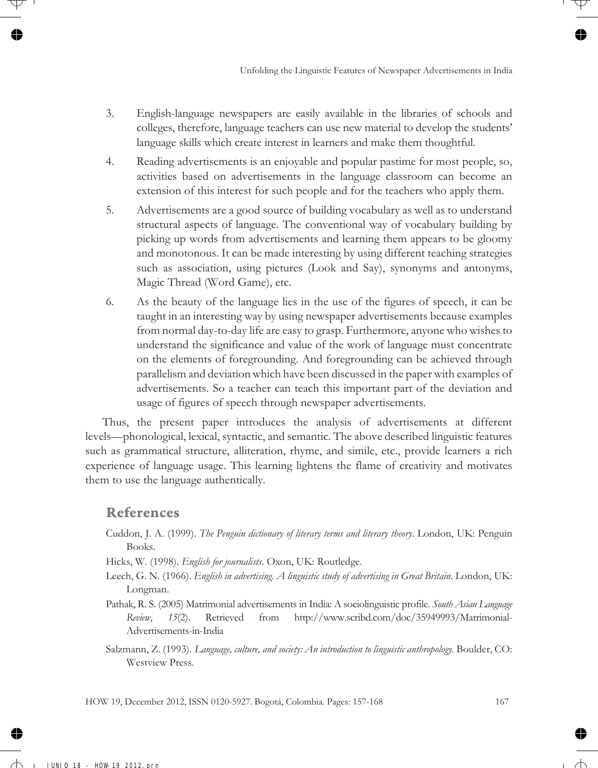3. English-language newspapers are easily available in the libraries of schools and colleges, therefore, language teachers can use new material to develop the students' language skills which create interest in learners and make them thoughtful.

4. Reading advertisements is an enjoyable and popular pastime for most people, so, activities based on advertisements in the language classroom can become an extension of this interest for such people and for the teachers who apply them.

5. Advertisements are a good source of building vocabulary as well as to understand structural aspects of language. The conventional way of vocabulary building by picking up words from advertisements and learning them appears to be gloomy and monotonous. It can be made interesting by using different teaching strategies such as association, using pictures (Look and Say), synonyms and antonyms, Magic Thread (Word Game), etc.

6. As the beauty of the language lies in the use of the figures of speech, it can be taught in an interesting way by using newspaper advertisements because examples from normal day-to-day life are easy to grasp. Furthermore, anyone who wishes to understand the significance and value of the work of language must concentrate on the elements of foregrounding. And foregrounding can be achieved through parallelism and deviation which have been discussed in the paper with examples of advertisements. So a teacher can teach this important part of the deviation and usage of figures of speech through newspaper advertisements.

Thus, the present paper introduces the analysis of advertisements at different levels—phonological, lexical, syntactic, and semantic. The above described linguistic features such as grammatical structure, alliteration, rhyme, and simile, etc., provide learners a rich experience of language usage. This learning lightens the flame of creativity and motivates them to use the language authentically.

## References

Cuddon, J. A. (1999). *The Penguin dictionary of literary terms and literary theory*. London, UK: Penguin Books.

Hicks, W. (1998). *English for journalists*. Oxon, UK: Routledge.

Leech, G. N. (1966). *English in advertising. A linguistic study of advertising in Great Britain*. London, UK: Longman.

Pathak, R. S. (2005) Matrimonial advertisements in India: A sociolinguistic profile. *South Asian Language Review*, *15*(2). Retrieved from http://www.scribd.com/doc/35949993/Matrimonial-Advertisements-in-India

Salzmann, Z. (1993). *Language, culture, and society: An introduction to linguistic anthropology*. Boulder, CO: Westview Press.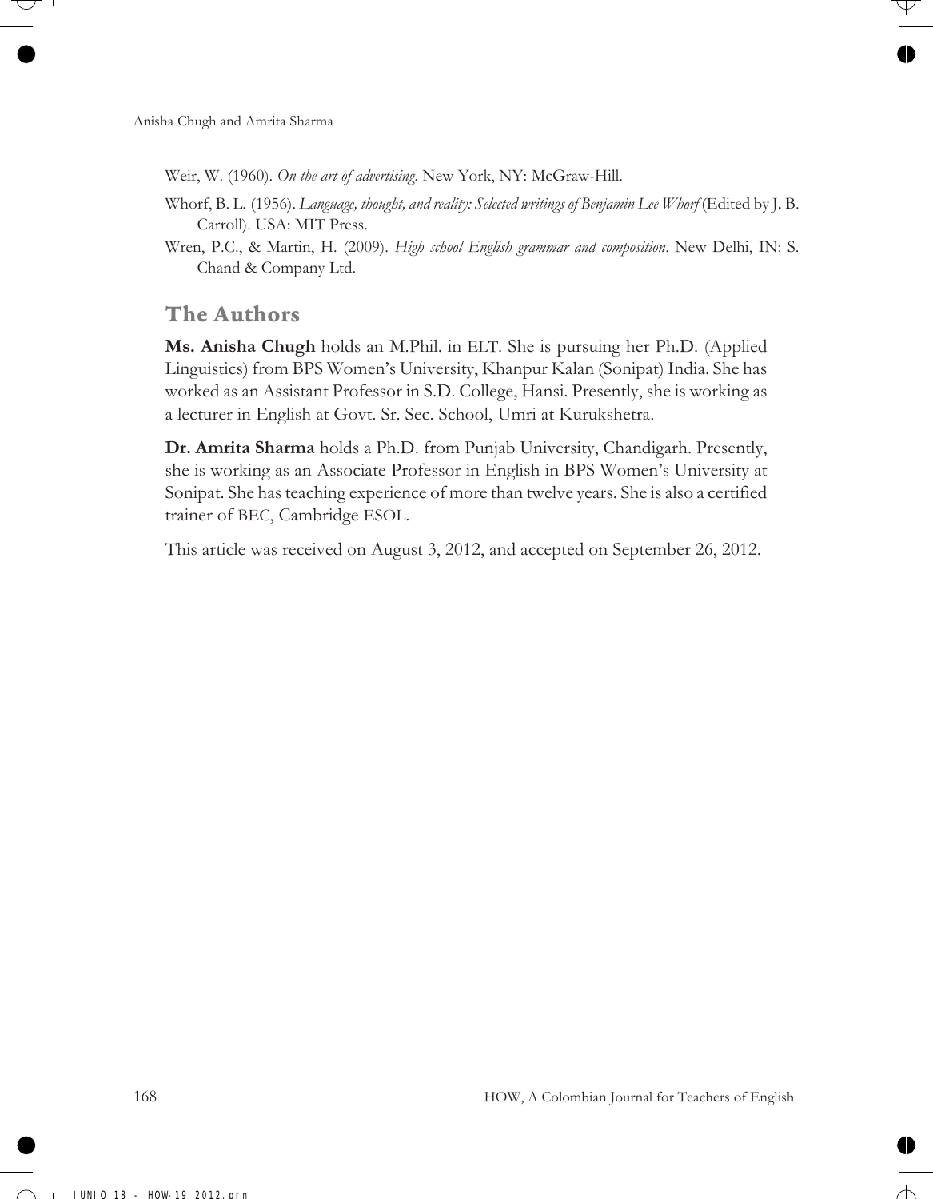Weir, W. (1960). *On the art of advertising.* New York, NY: McGraw-Hill.

Whorf, B. L. (1956). *Language, thought, and reality: Selected writings of Benjamin Lee Whorf* (Edited by J. B. Carroll). USA: MIT Press.

Wren, P.C., & Martin, H. (2009). *High school English grammar and composition*. New Delhi, IN: S. Chand & Company Ltd.

## The Authors

**Ms. Anisha Chugh** holds an M.Phil. in ELT. She is pursuing her Ph.D. (Applied Linguistics) from BPS Women's University, Khanpur Kalan (Sonipat) India. She has worked as an Assistant Professor in S.D. College, Hansi. Presently, she is working as a lecturer in English at Govt. Sr. Sec. School, Umri at Kurukshetra.

**Dr. Amrita Sharma** holds a Ph.D. from Punjab University, Chandigarh. Presently, she is working as an Associate Professor in English in BPS Women's University at Sonipat. She has teaching experience of more than twelve years. She is also a certified trainer of BEC, Cambridge ESOL.

This article was received on August 3, 2012, and accepted on September 26, 2012.